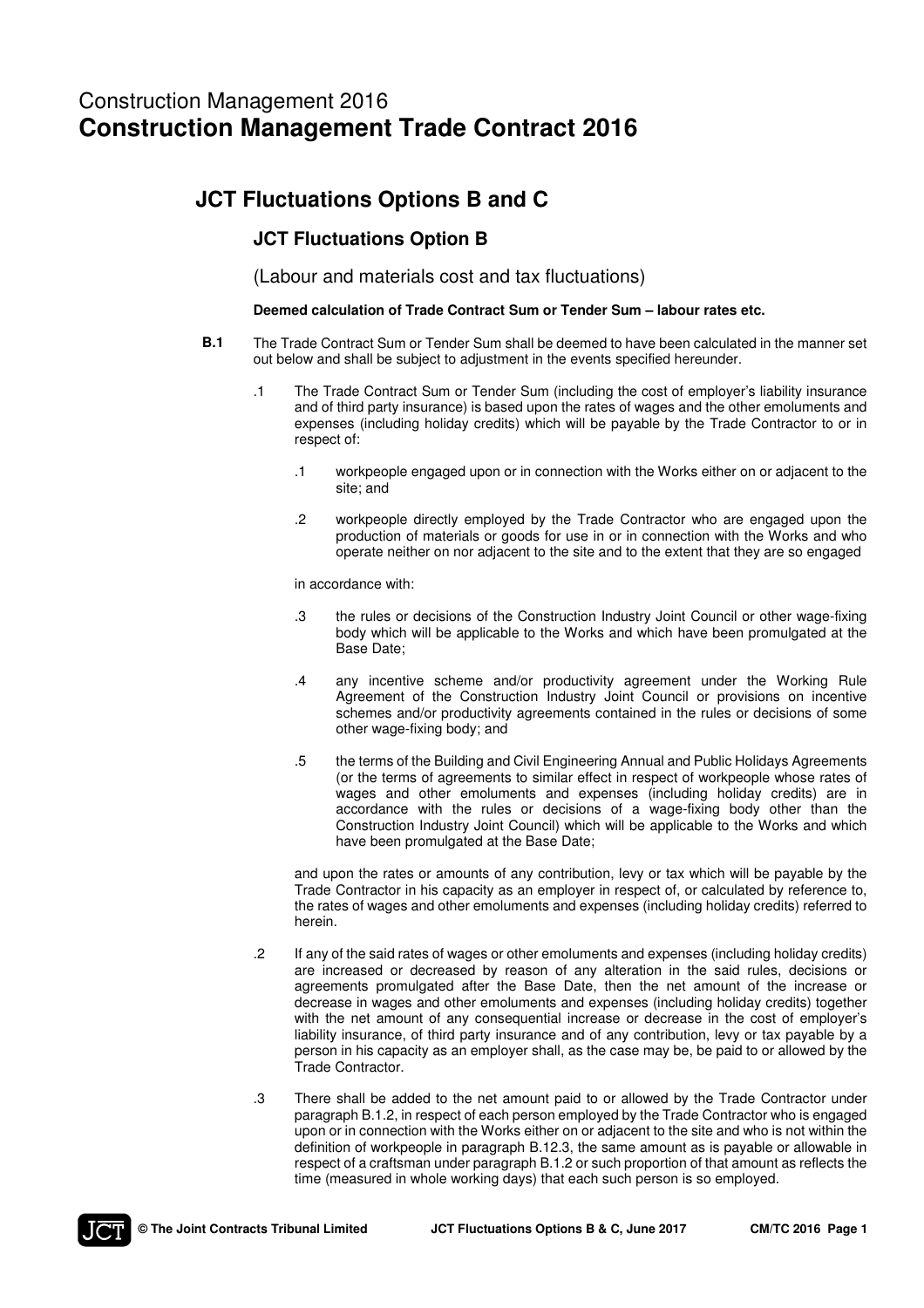# Construction Management 2016
# **Construction Management Trade Contract 2016**

## JCT Fluctuations Options B and C

### JCT Fluctuations Option B

(Labour and materials cost and tax fluctuations)

**Deemed calculation of Trade Contract Sum or Tender Sum – labour rates etc.**

**B.1** The Trade Contract Sum or Tender Sum shall be deemed to have been calculated in the manner set out below and shall be subject to adjustment in the events specified hereunder.

.1 The Trade Contract Sum or Tender Sum (including the cost of employer's liability insurance and of third party insurance) is based upon the rates of wages and the other emoluments and expenses (including holiday credits) which will be payable by the Trade Contractor to or in respect of:

.1 workpeople engaged upon or in connection with the Works either on or adjacent to the site; and

.2 workpeople directly employed by the Trade Contractor who are engaged upon the production of materials or goods for use in or in connection with the Works and who operate neither on nor adjacent to the site and to the extent that they are so engaged

in accordance with:

.3 the rules or decisions of the Construction Industry Joint Council or other wage-fixing body which will be applicable to the Works and which have been promulgated at the Base Date;

.4 any incentive scheme and/or productivity agreement under the Working Rule Agreement of the Construction Industry Joint Council or provisions on incentive schemes and/or productivity agreements contained in the rules or decisions of some other wage-fixing body; and

.5 the terms of the Building and Civil Engineering Annual and Public Holidays Agreements (or the terms of agreements to similar effect in respect of workpeople whose rates of wages and other emoluments and expenses (including holiday credits) are in accordance with the rules or decisions of a wage-fixing body other than the Construction Industry Joint Council) which will be applicable to the Works and which have been promulgated at the Base Date;

and upon the rates or amounts of any contribution, levy or tax which will be payable by the Trade Contractor in his capacity as an employer in respect of, or calculated by reference to, the rates of wages and other emoluments and expenses (including holiday credits) referred to herein.

.2 If any of the said rates of wages or other emoluments and expenses (including holiday credits) are increased or decreased by reason of any alteration in the said rules, decisions or agreements promulgated after the Base Date, then the net amount of the increase or decrease in wages and other emoluments and expenses (including holiday credits) together with the net amount of any consequential increase or decrease in the cost of employer's liability insurance, of third party insurance and of any contribution, levy or tax payable by a person in his capacity as an employer shall, as the case may be, be paid to or allowed by the Trade Contractor.

.3 There shall be added to the net amount paid to or allowed by the Trade Contractor under paragraph B.1.2, in respect of each person employed by the Trade Contractor who is engaged upon or in connection with the Works either on or adjacent to the site and who is not within the definition of workpeople in paragraph B.12.3, the same amount as is payable or allowable in respect of a craftsman under paragraph B.1.2 or such proportion of that amount as reflects the time (measured in whole working days) that each such person is so employed.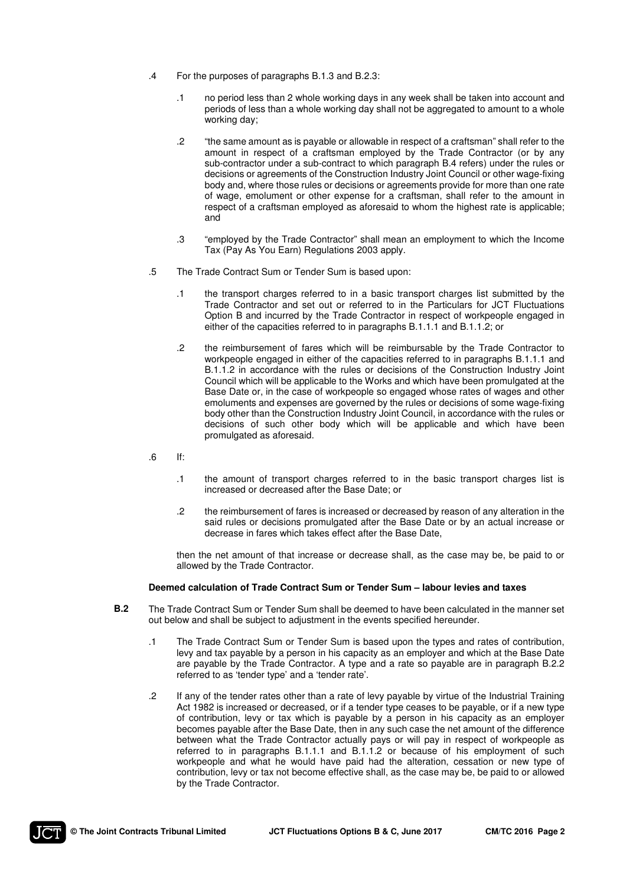.4 For the purposes of paragraphs B.1.3 and B.2.3:

.1 no period less than 2 whole working days in any week shall be taken into account and periods of less than a whole working day shall not be aggregated to amount to a whole working day;

.2 "the same amount as is payable or allowable in respect of a craftsman" shall refer to the amount in respect of a craftsman employed by the Trade Contractor (or by any sub-contractor under a sub-contract to which paragraph B.4 refers) under the rules or decisions or agreements of the Construction Industry Joint Council or other wage-fixing body and, where those rules or decisions or agreements provide for more than one rate of wage, emolument or other expense for a craftsman, shall refer to the amount in respect of a craftsman employed as aforesaid to whom the highest rate is applicable; and

.3 "employed by the Trade Contractor" shall mean an employment to which the Income Tax (Pay As You Earn) Regulations 2003 apply.

.5 The Trade Contract Sum or Tender Sum is based upon:

.1 the transport charges referred to in a basic transport charges list submitted by the Trade Contractor and set out or referred to in the Particulars for JCT Fluctuations Option B and incurred by the Trade Contractor in respect of workpeople engaged in either of the capacities referred to in paragraphs B.1.1.1 and B.1.1.2; or

.2 the reimbursement of fares which will be reimbursable by the Trade Contractor to workpeople engaged in either of the capacities referred to in paragraphs B.1.1.1 and B.1.1.2 in accordance with the rules or decisions of the Construction Industry Joint Council which will be applicable to the Works and which have been promulgated at the Base Date or, in the case of workpeople so engaged whose rates of wages and other emoluments and expenses are governed by the rules or decisions of some wage-fixing body other than the Construction Industry Joint Council, in accordance with the rules or decisions of such other body which will be applicable and which have been promulgated as aforesaid.

.6 If:

.1 the amount of transport charges referred to in the basic transport charges list is increased or decreased after the Base Date; or

.2 the reimbursement of fares is increased or decreased by reason of any alteration in the said rules or decisions promulgated after the Base Date or by an actual increase or decrease in fares which takes effect after the Base Date,

then the net amount of that increase or decrease shall, as the case may be, be paid to or allowed by the Trade Contractor.

**Deemed calculation of Trade Contract Sum or Tender Sum – labour levies and taxes**

**B.2** The Trade Contract Sum or Tender Sum shall be deemed to have been calculated in the manner set out below and shall be subject to adjustment in the events specified hereunder.

.1 The Trade Contract Sum or Tender Sum is based upon the types and rates of contribution, levy and tax payable by a person in his capacity as an employer and which at the Base Date are payable by the Trade Contractor. A type and a rate so payable are in paragraph B.2.2 referred to as 'tender type' and a 'tender rate'.

.2 If any of the tender rates other than a rate of levy payable by virtue of the Industrial Training Act 1982 is increased or decreased, or if a tender type ceases to be payable, or if a new type of contribution, levy or tax which is payable by a person in his capacity as an employer becomes payable after the Base Date, then in any such case the net amount of the difference between what the Trade Contractor actually pays or will pay in respect of workpeople as referred to in paragraphs B.1.1.1 and B.1.1.2 or because of his employment of such workpeople and what he would have paid had the alteration, cessation or new type of contribution, levy or tax not become effective shall, as the case may be, be paid to or allowed by the Trade Contractor.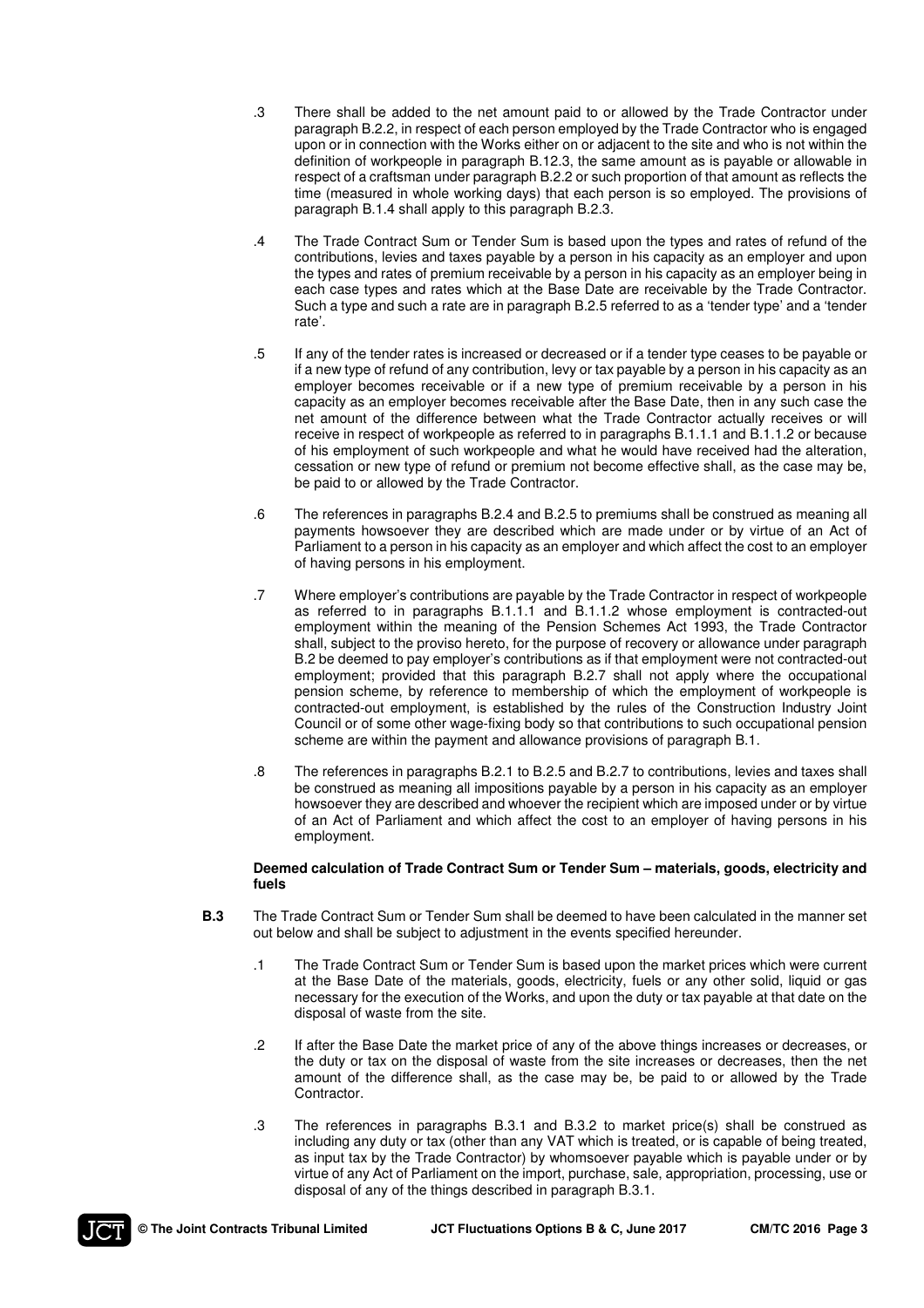.3 There shall be added to the net amount paid to or allowed by the Trade Contractor under paragraph B.2.2, in respect of each person employed by the Trade Contractor who is engaged upon or in connection with the Works either on or adjacent to the site and who is not within the definition of workpeople in paragraph B.12.3, the same amount as is payable or allowable in respect of a craftsman under paragraph B.2.2 or such proportion of that amount as reflects the time (measured in whole working days) that each person is so employed. The provisions of paragraph B.1.4 shall apply to this paragraph B.2.3.

.4 The Trade Contract Sum or Tender Sum is based upon the types and rates of refund of the contributions, levies and taxes payable by a person in his capacity as an employer and upon the types and rates of premium receivable by a person in his capacity as an employer being in each case types and rates which at the Base Date are receivable by the Trade Contractor. Such a type and such a rate are in paragraph B.2.5 referred to as a 'tender type' and a 'tender rate'.

.5 If any of the tender rates is increased or decreased or if a tender type ceases to be payable or if a new type of refund of any contribution, levy or tax payable by a person in his capacity as an employer becomes receivable or if a new type of premium receivable by a person in his capacity as an employer becomes receivable after the Base Date, then in any such case the net amount of the difference between what the Trade Contractor actually receives or will receive in respect of workpeople as referred to in paragraphs B.1.1.1 and B.1.1.2 or because of his employment of such workpeople and what he would have received had the alteration, cessation or new type of refund or premium not become effective shall, as the case may be, be paid to or allowed by the Trade Contractor.

.6 The references in paragraphs B.2.4 and B.2.5 to premiums shall be construed as meaning all payments howsoever they are described which are made under or by virtue of an Act of Parliament to a person in his capacity as an employer and which affect the cost to an employer of having persons in his employment.

.7 Where employer's contributions are payable by the Trade Contractor in respect of workpeople as referred to in paragraphs B.1.1.1 and B.1.1.2 whose employment is contracted-out employment within the meaning of the Pension Schemes Act 1993, the Trade Contractor shall, subject to the proviso hereto, for the purpose of recovery or allowance under paragraph B.2 be deemed to pay employer's contributions as if that employment were not contracted-out employment; provided that this paragraph B.2.7 shall not apply where the occupational pension scheme, by reference to membership of which the employment of workpeople is contracted-out employment, is established by the rules of the Construction Industry Joint Council or of some other wage-fixing body so that contributions to such occupational pension scheme are within the payment and allowance provisions of paragraph B.1.

.8 The references in paragraphs B.2.1 to B.2.5 and B.2.7 to contributions, levies and taxes shall be construed as meaning all impositions payable by a person in his capacity as an employer howsoever they are described and whoever the recipient which are imposed under or by virtue of an Act of Parliament and which affect the cost to an employer of having persons in his employment.

**Deemed calculation of Trade Contract Sum or Tender Sum – materials, goods, electricity and fuels**

**B.3** The Trade Contract Sum or Tender Sum shall be deemed to have been calculated in the manner set out below and shall be subject to adjustment in the events specified hereunder.

.1 The Trade Contract Sum or Tender Sum is based upon the market prices which were current at the Base Date of the materials, goods, electricity, fuels or any other solid, liquid or gas necessary for the execution of the Works, and upon the duty or tax payable at that date on the disposal of waste from the site.

.2 If after the Base Date the market price of any of the above things increases or decreases, or the duty or tax on the disposal of waste from the site increases or decreases, then the net amount of the difference shall, as the case may be, be paid to or allowed by the Trade Contractor.

.3 The references in paragraphs B.3.1 and B.3.2 to market price(s) shall be construed as including any duty or tax (other than any VAT which is treated, or is capable of being treated, as input tax by the Trade Contractor) by whomsoever payable which is payable under or by virtue of any Act of Parliament on the import, purchase, sale, appropriation, processing, use or disposal of any of the things described in paragraph B.3.1.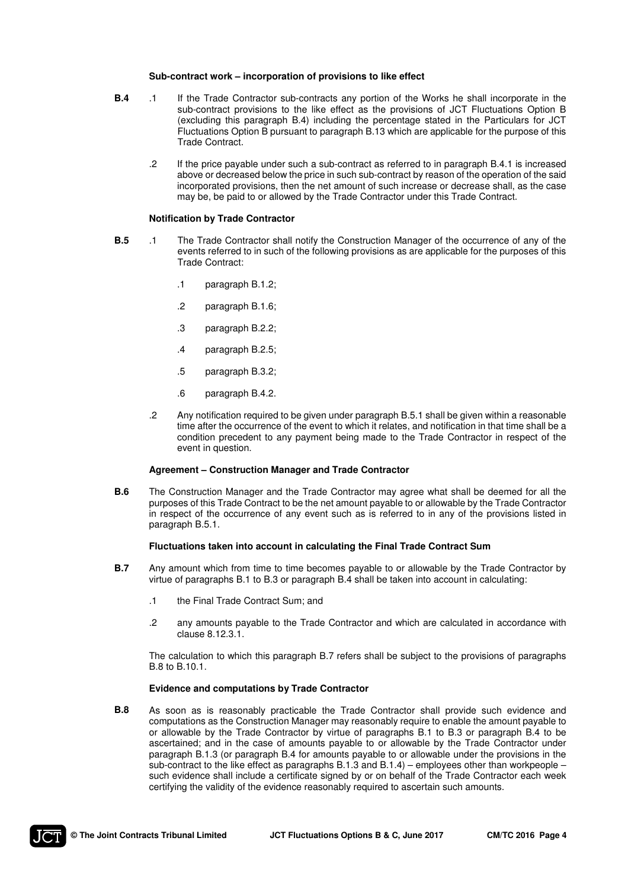### Sub-contract work – incorporation of provisions to like effect

**B.4** .1 If the Trade Contractor sub-contracts any portion of the Works he shall incorporate in the sub-contract provisions to the like effect as the provisions of JCT Fluctuations Option B (excluding this paragraph B.4) including the percentage stated in the Particulars for JCT Fluctuations Option B pursuant to paragraph B.13 which are applicable for the purpose of this Trade Contract.

.2 If the price payable under such a sub-contract as referred to in paragraph B.4.1 is increased above or decreased below the price in such sub-contract by reason of the operation of the said incorporated provisions, then the net amount of such increase or decrease shall, as the case may be, be paid to or allowed by the Trade Contractor under this Trade Contract.

### Notification by Trade Contractor

**B.5** .1 The Trade Contractor shall notify the Construction Manager of the occurrence of any of the events referred to in such of the following provisions as are applicable for the purposes of this Trade Contract:

- .1 paragraph B.1.2;
- .2 paragraph B.1.6;
- .3 paragraph B.2.2;
- .4 paragraph B.2.5;
- .5 paragraph B.3.2;
- .6 paragraph B.4.2.

.2 Any notification required to be given under paragraph B.5.1 shall be given within a reasonable time after the occurrence of the event to which it relates, and notification in that time shall be a condition precedent to any payment being made to the Trade Contractor in respect of the event in question.

### Agreement – Construction Manager and Trade Contractor

**B.6** The Construction Manager and the Trade Contractor may agree what shall be deemed for all the purposes of this Trade Contract to be the net amount payable to or allowable by the Trade Contractor in respect of the occurrence of any event such as is referred to in any of the provisions listed in paragraph B.5.1.

### Fluctuations taken into account in calculating the Final Trade Contract Sum

**B.7** Any amount which from time to time becomes payable to or allowable by the Trade Contractor by virtue of paragraphs B.1 to B.3 or paragraph B.4 shall be taken into account in calculating:

- .1 the Final Trade Contract Sum; and
- .2 any amounts payable to the Trade Contractor and which are calculated in accordance with clause 8.12.3.1.

The calculation to which this paragraph B.7 refers shall be subject to the provisions of paragraphs B.8 to B.10.1.

### Evidence and computations by Trade Contractor

**B.8** As soon as is reasonably practicable the Trade Contractor shall provide such evidence and computations as the Construction Manager may reasonably require to enable the amount payable to or allowable by the Trade Contractor by virtue of paragraphs B.1 to B.3 or paragraph B.4 to be ascertained; and in the case of amounts payable to or allowable by the Trade Contractor under paragraph B.1.3 (or paragraph B.4 for amounts payable to or allowable under the provisions in the sub-contract to the like effect as paragraphs B.1.3 and B.1.4) – employees other than workpeople – such evidence shall include a certificate signed by or on behalf of the Trade Contractor each week certifying the validity of the evidence reasonably required to ascertain such amounts.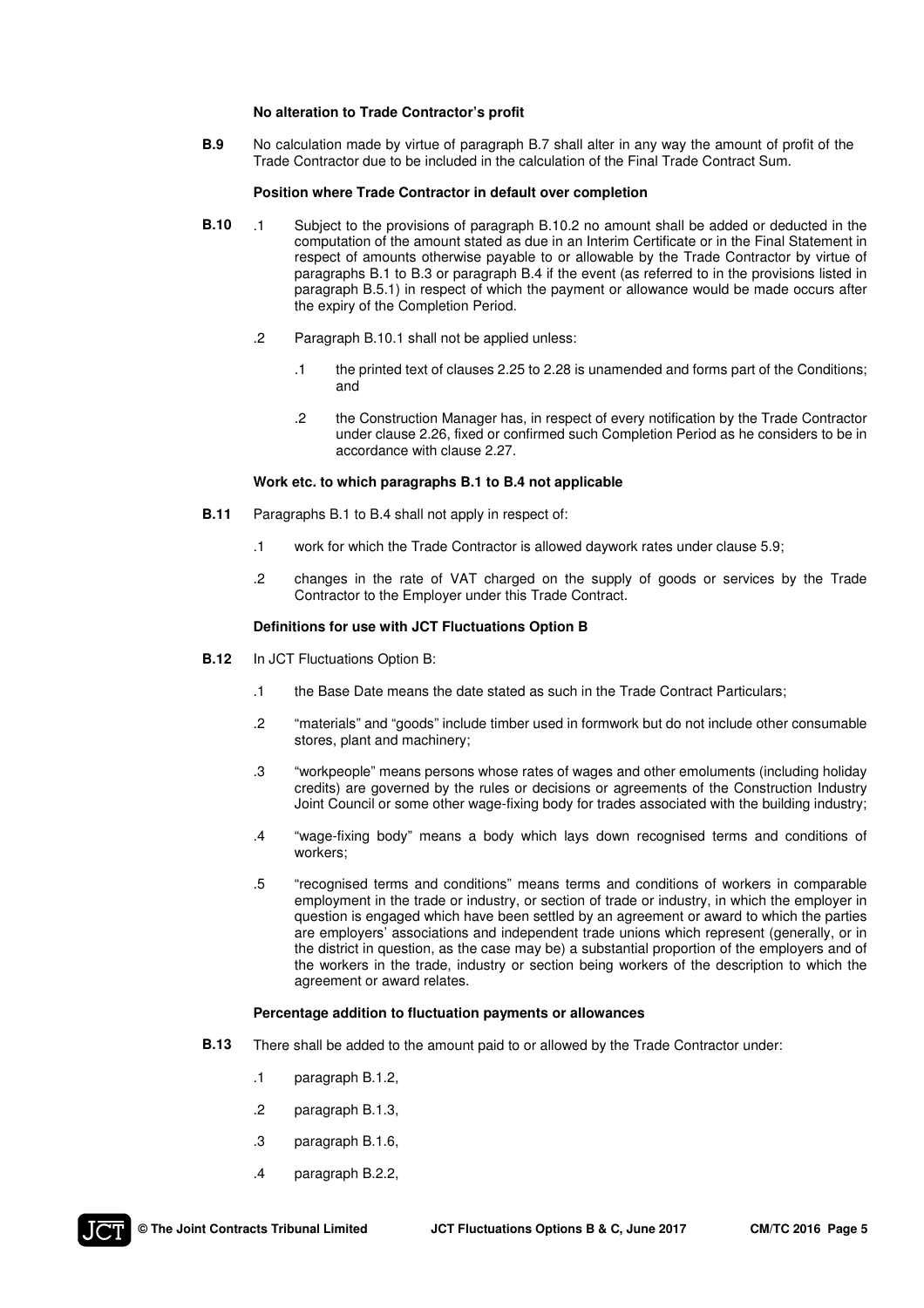### No alteration to Trade Contractor's profit

**B.9** No calculation made by virtue of paragraph B.7 shall alter in any way the amount of profit of the Trade Contractor due to be included in the calculation of the Final Trade Contract Sum.

### Position where Trade Contractor in default over completion

**B.10** .1 Subject to the provisions of paragraph B.10.2 no amount shall be added or deducted in the computation of the amount stated as due in an Interim Certificate or in the Final Statement in respect of amounts otherwise payable to or allowable by the Trade Contractor by virtue of paragraphs B.1 to B.3 or paragraph B.4 if the event (as referred to in the provisions listed in paragraph B.5.1) in respect of which the payment or allowance would be made occurs after the expiry of the Completion Period.

.2 Paragraph B.10.1 shall not be applied unless:

.1 the printed text of clauses 2.25 to 2.28 is unamended and forms part of the Conditions; and

.2 the Construction Manager has, in respect of every notification by the Trade Contractor under clause 2.26, fixed or confirmed such Completion Period as he considers to be in accordance with clause 2.27.

### Work etc. to which paragraphs B.1 to B.4 not applicable

**B.11** Paragraphs B.1 to B.4 shall not apply in respect of:

.1 work for which the Trade Contractor is allowed daywork rates under clause 5.9;

.2 changes in the rate of VAT charged on the supply of goods or services by the Trade Contractor to the Employer under this Trade Contract.

### Definitions for use with JCT Fluctuations Option B

**B.12** In JCT Fluctuations Option B:

.1 the Base Date means the date stated as such in the Trade Contract Particulars;

.2 "materials" and "goods" include timber used in formwork but do not include other consumable stores, plant and machinery;

.3 "workpeople" means persons whose rates of wages and other emoluments (including holiday credits) are governed by the rules or decisions or agreements of the Construction Industry Joint Council or some other wage-fixing body for trades associated with the building industry;

.4 "wage-fixing body" means a body which lays down recognised terms and conditions of workers;

.5 "recognised terms and conditions" means terms and conditions of workers in comparable employment in the trade or industry, or section of trade or industry, in which the employer in question is engaged which have been settled by an agreement or award to which the parties are employers' associations and independent trade unions which represent (generally, or in the district in question, as the case may be) a substantial proportion of the employers and of the workers in the trade, industry or section being workers of the description to which the agreement or award relates.

### Percentage addition to fluctuation payments or allowances

**B.13** There shall be added to the amount paid to or allowed by the Trade Contractor under:

.1 paragraph B.1.2,

.2 paragraph B.1.3,

.3 paragraph B.1.6,

.4 paragraph B.2.2,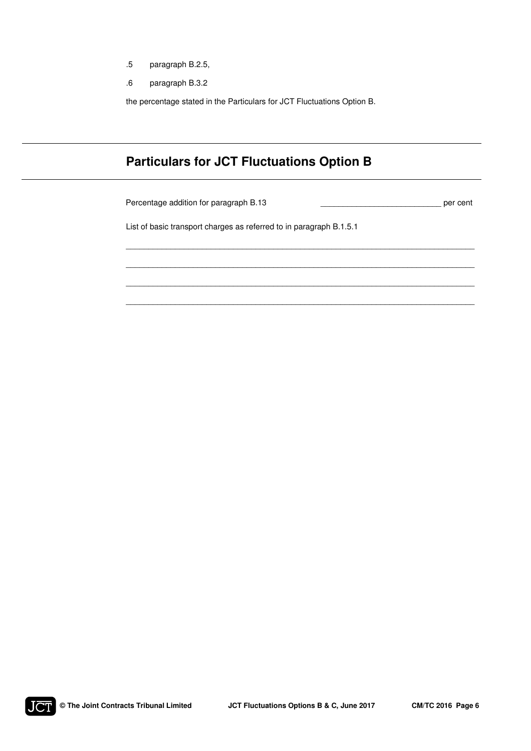.5 paragraph B.2.5,

.6 paragraph B.3.2

the percentage stated in the Particulars for JCT Fluctuations Option B.

## Particulars for JCT Fluctuations Option B

Percentage addition for paragraph B.13 ___________________________ per cent

List of basic transport charges as referred to in paragraph B.1.5.1

_______________________________________________________________________________

_______________________________________________________________________________

_______________________________________________________________________________

_______________________________________________________________________________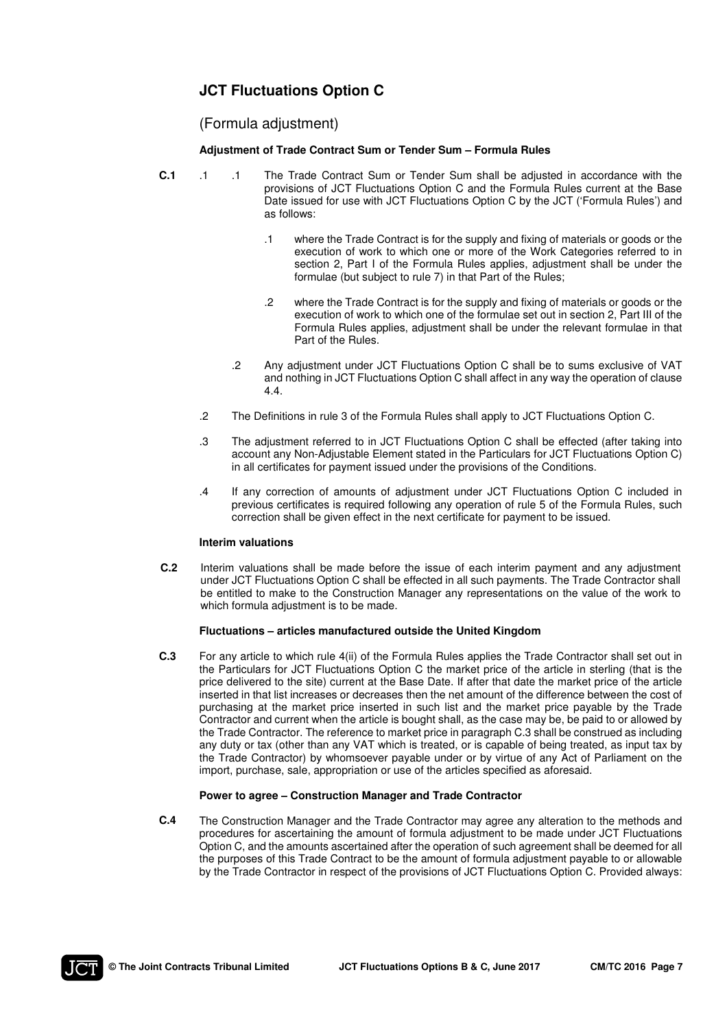# JCT Fluctuations Option C

## (Formula adjustment)

**Adjustment of Trade Contract Sum or Tender Sum – Formula Rules**

**C.1** .1 .1 The Trade Contract Sum or Tender Sum shall be adjusted in accordance with the provisions of JCT Fluctuations Option C and the Formula Rules current at the Base Date issued for use with JCT Fluctuations Option C by the JCT ('Formula Rules') and as follows:

.1 where the Trade Contract is for the supply and fixing of materials or goods or the execution of work to which one or more of the Work Categories referred to in section 2, Part I of the Formula Rules applies, adjustment shall be under the formulae (but subject to rule 7) in that Part of the Rules;

.2 where the Trade Contract is for the supply and fixing of materials or goods or the execution of work to which one of the formulae set out in section 2, Part III of the Formula Rules applies, adjustment shall be under the relevant formulae in that Part of the Rules.

.2 Any adjustment under JCT Fluctuations Option C shall be to sums exclusive of VAT and nothing in JCT Fluctuations Option C shall affect in any way the operation of clause 4.4.

.2 The Definitions in rule 3 of the Formula Rules shall apply to JCT Fluctuations Option C.

.3 The adjustment referred to in JCT Fluctuations Option C shall be effected (after taking into account any Non-Adjustable Element stated in the Particulars for JCT Fluctuations Option C) in all certificates for payment issued under the provisions of the Conditions.

.4 If any correction of amounts of adjustment under JCT Fluctuations Option C included in previous certificates is required following any operation of rule 5 of the Formula Rules, such correction shall be given effect in the next certificate for payment to be issued.

**Interim valuations**

**C.2** Interim valuations shall be made before the issue of each interim payment and any adjustment under JCT Fluctuations Option C shall be effected in all such payments. The Trade Contractor shall be entitled to make to the Construction Manager any representations on the value of the work to which formula adjustment is to be made.

**Fluctuations – articles manufactured outside the United Kingdom**

**C.3** For any article to which rule 4(ii) of the Formula Rules applies the Trade Contractor shall set out in the Particulars for JCT Fluctuations Option C the market price of the article in sterling (that is the price delivered to the site) current at the Base Date. If after that date the market price of the article inserted in that list increases or decreases then the net amount of the difference between the cost of purchasing at the market price inserted in such list and the market price payable by the Trade Contractor and current when the article is bought shall, as the case may be, be paid to or allowed by the Trade Contractor. The reference to market price in paragraph C.3 shall be construed as including any duty or tax (other than any VAT which is treated, or is capable of being treated, as input tax by the Trade Contractor) by whomsoever payable under or by virtue of any Act of Parliament on the import, purchase, sale, appropriation or use of the articles specified as aforesaid.

**Power to agree – Construction Manager and Trade Contractor**

**C.4** The Construction Manager and the Trade Contractor may agree any alteration to the methods and procedures for ascertaining the amount of formula adjustment to be made under JCT Fluctuations Option C, and the amounts ascertained after the operation of such agreement shall be deemed for all the purposes of this Trade Contract to be the amount of formula adjustment payable to or allowable by the Trade Contractor in respect of the provisions of JCT Fluctuations Option C. Provided always: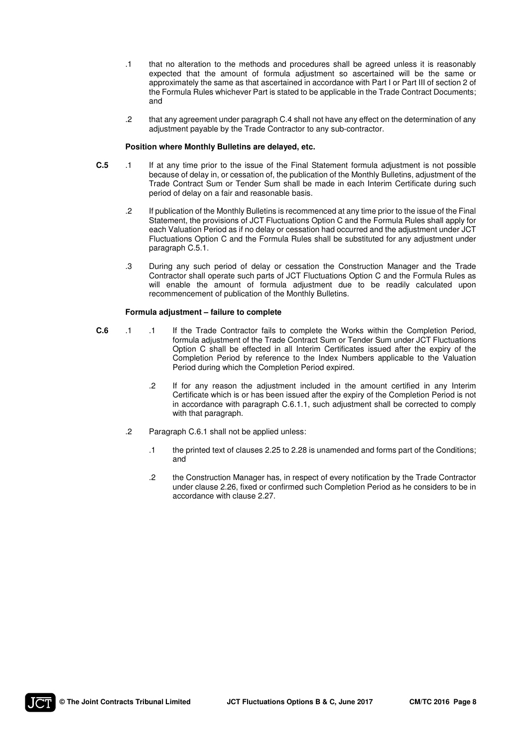.1 that no alteration to the methods and procedures shall be agreed unless it is reasonably expected that the amount of formula adjustment so ascertained will be the same or approximately the same as that ascertained in accordance with Part I or Part III of section 2 of the Formula Rules whichever Part is stated to be applicable in the Trade Contract Documents; and

.2 that any agreement under paragraph C.4 shall not have any effect on the determination of any adjustment payable by the Trade Contractor to any sub-contractor.

**Position where Monthly Bulletins are delayed, etc.**

**C.5** .1 If at any time prior to the issue of the Final Statement formula adjustment is not possible because of delay in, or cessation of, the publication of the Monthly Bulletins, adjustment of the Trade Contract Sum or Tender Sum shall be made in each Interim Certificate during such period of delay on a fair and reasonable basis.

.2 If publication of the Monthly Bulletins is recommenced at any time prior to the issue of the Final Statement, the provisions of JCT Fluctuations Option C and the Formula Rules shall apply for each Valuation Period as if no delay or cessation had occurred and the adjustment under JCT Fluctuations Option C and the Formula Rules shall be substituted for any adjustment under paragraph C.5.1.

.3 During any such period of delay or cessation the Construction Manager and the Trade Contractor shall operate such parts of JCT Fluctuations Option C and the Formula Rules as will enable the amount of formula adjustment due to be readily calculated upon recommencement of publication of the Monthly Bulletins.

**Formula adjustment – failure to complete**

**C.6** .1 .1 If the Trade Contractor fails to complete the Works within the Completion Period, formula adjustment of the Trade Contract Sum or Tender Sum under JCT Fluctuations Option C shall be effected in all Interim Certificates issued after the expiry of the Completion Period by reference to the Index Numbers applicable to the Valuation Period during which the Completion Period expired.

.2 If for any reason the adjustment included in the amount certified in any Interim Certificate which is or has been issued after the expiry of the Completion Period is not in accordance with paragraph C.6.1.1, such adjustment shall be corrected to comply with that paragraph.

.2 Paragraph C.6.1 shall not be applied unless:

.1 the printed text of clauses 2.25 to 2.28 is unamended and forms part of the Conditions; and

.2 the Construction Manager has, in respect of every notification by the Trade Contractor under clause 2.26, fixed or confirmed such Completion Period as he considers to be in accordance with clause 2.27.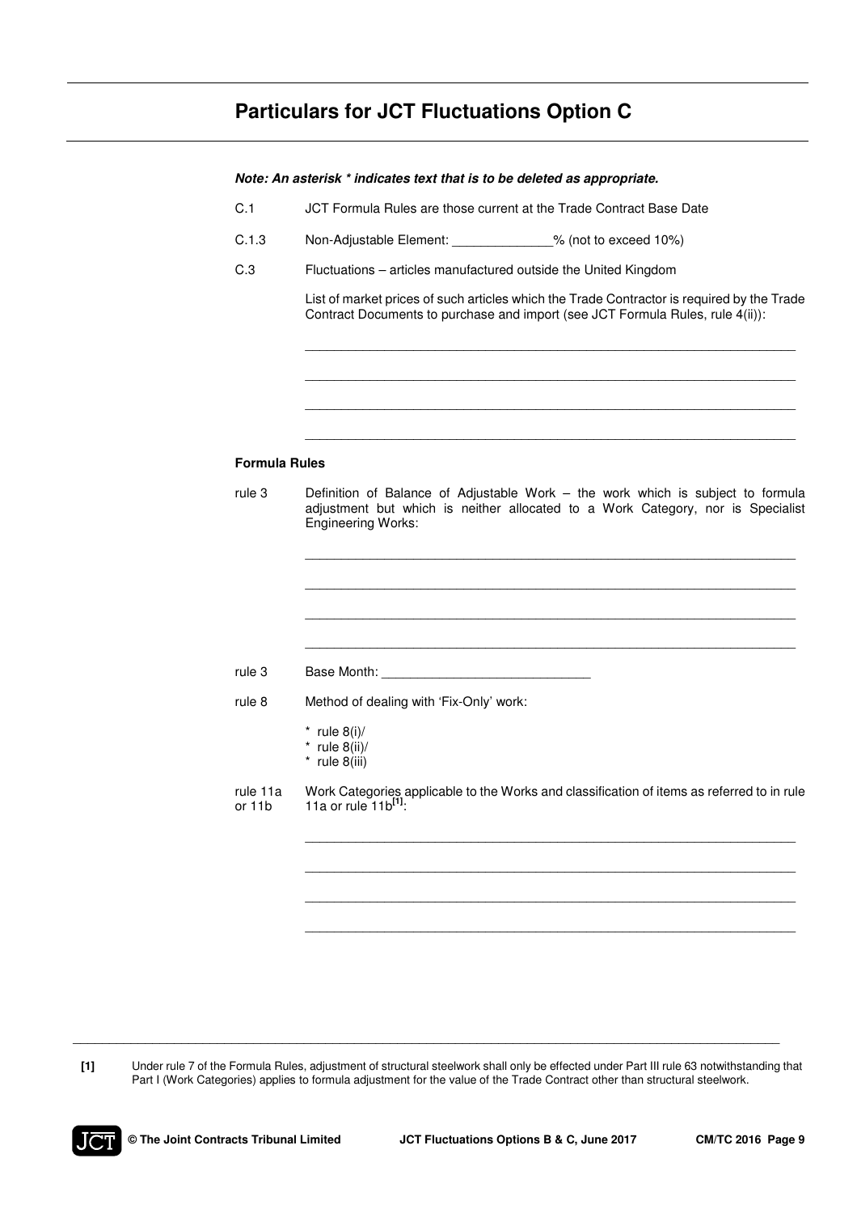# Particulars for JCT Fluctuations Option C

***Note: An asterisk * indicates text that is to be deleted as appropriate.***

C.1 JCT Formula Rules are those current at the Trade Contract Base Date

C.1.3 Non-Adjustable Element: ______________% (not to exceed 10%)

C.3 Fluctuations – articles manufactured outside the United Kingdom

List of market prices of such articles which the Trade Contractor is required by the Trade Contract Documents to purchase and import (see JCT Formula Rules, rule 4(ii)):

____________________________________________________________________

____________________________________________________________________

____________________________________________________________________

____________________________________________________________________

**Formula Rules**

rule 3 Definition of Balance of Adjustable Work – the work which is subject to formula adjustment but which is neither allocated to a Work Category, nor is Specialist Engineering Works:

____________________________________________________________________

____________________________________________________________________

____________________________________________________________________

____________________________________________________________________

rule 3 Base Month: _____________________________

rule 8 Method of dealing with 'Fix-Only' work:

\* rule 8(i)/
\* rule 8(ii)/
\* rule 8(iii)

rule 11a or 11b Work Categories applicable to the Works and classification of items as referred to in rule 11a or rule 11b[1]:

____________________________________________________________________

____________________________________________________________________

____________________________________________________________________

____________________________________________________________________

---

**[1]** Under rule 7 of the Formula Rules, adjustment of structural steelwork shall only be effected under Part III rule 63 notwithstanding that Part I (Work Categories) applies to formula adjustment for the value of the Trade Contract other than structural steelwork.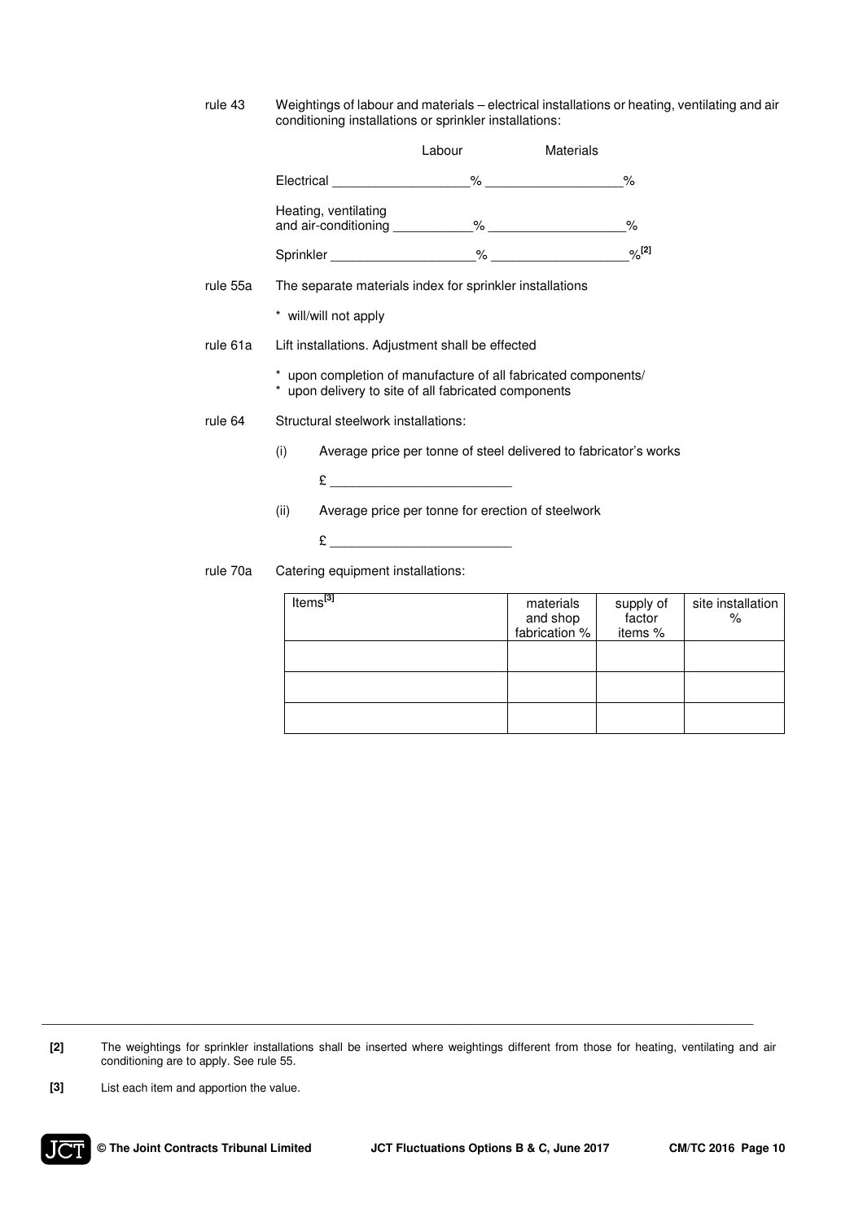rule 43 Weightings of labour and materials – electrical installations or heating, ventilating and air conditioning installations or sprinkler installations:

| | Labour | Materials |
|---|---|---|
| Electrical | ___________________% | ___________________% |
| Heating, ventilating and air-conditioning | ___________% | ___________________% |
| Sprinkler | ___________________% | ___________________%[2] |

rule 55a The separate materials index for sprinkler installations

\* will/will not apply

rule 61a Lift installations. Adjustment shall be effected

\* upon completion of manufacture of all fabricated components/
\* upon delivery to site of all fabricated components

rule 64 Structural steelwork installations:

(i) Average price per tonne of steel delivered to fabricator's works

£ _________________________

(ii) Average price per tonne for erection of steelwork

£ _________________________

rule 70a Catering equipment installations:

| Items[3] | materials and shop fabrication % | supply of factor items % | site installation % |
|---|---|---|---|
| | | | |
| | | | |
| | | | |

---

[2] The weightings for sprinkler installations shall be inserted where weightings different from those for heating, ventilating and air conditioning are to apply. See rule 55.

[3] List each item and apportion the value.